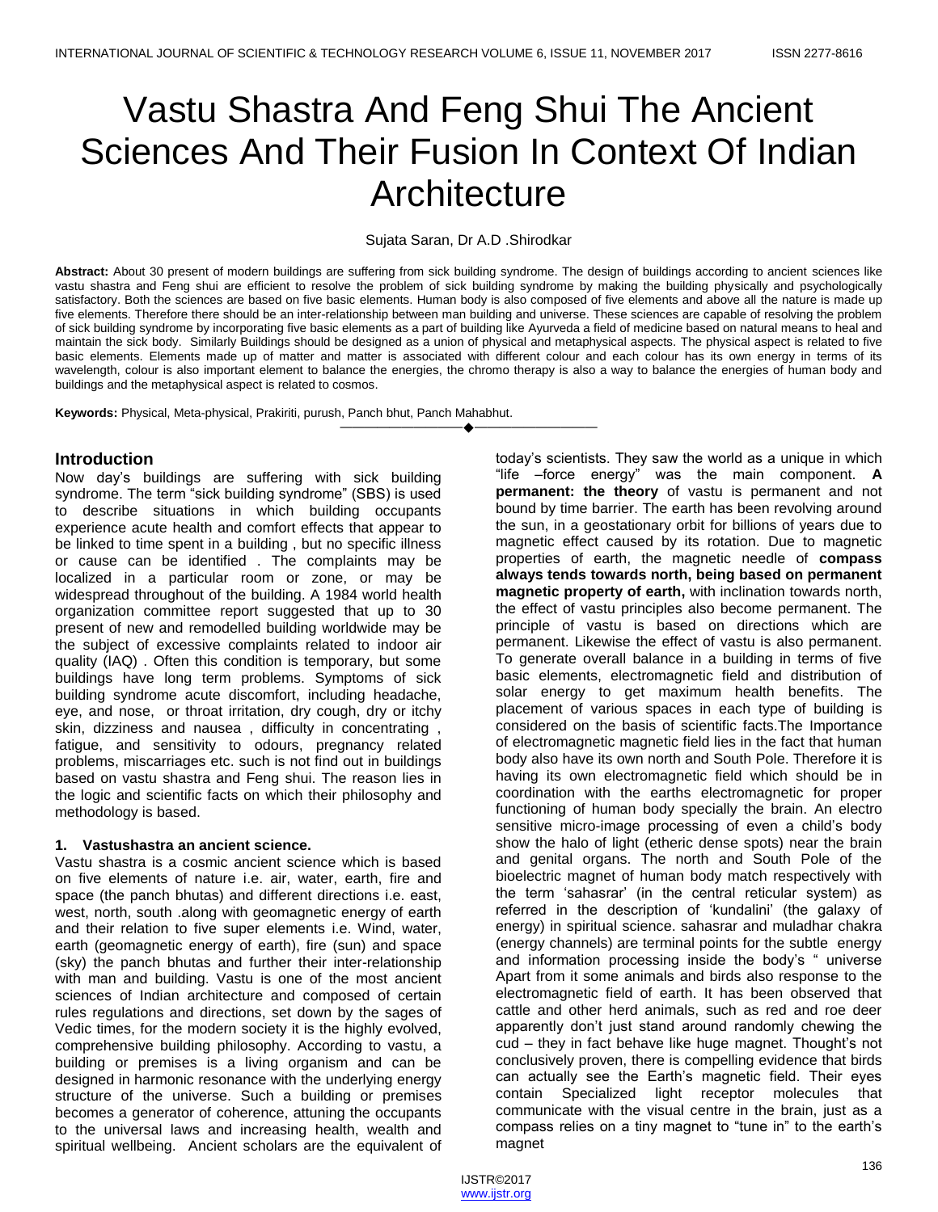# Vastu Shastra And Feng Shui The Ancient Sciences And Their Fusion In Context Of Indian Architecture

Sujata Saran, Dr A.D .Shirodkar

**Abstract:** About 30 present of modern buildings are suffering from sick building syndrome. The design of buildings according to ancient sciences like vastu shastra and Feng shui are efficient to resolve the problem of sick building syndrome by making the building physically and psychologically satisfactory. Both the sciences are based on five basic elements. Human body is also composed of five elements and above all the nature is made up five elements. Therefore there should be an inter-relationship between man building and universe. These sciences are capable of resolving the problem of sick building syndrome by incorporating five basic elements as a part of building like Ayurveda a field of medicine based on natural means to heal and maintain the sick body. Similarly Buildings should be designed as a union of physical and metaphysical aspects. The physical aspect is related to five basic elements. Elements made up of matter and matter is associated with different colour and each colour has its own energy in terms of its wavelength, colour is also important element to balance the energies, the chromo therapy is also a way to balance the energies of human body and buildings and the metaphysical aspect is related to cosmos.

**Keywords:** Physical, Meta-physical, Prakiriti, purush, Panch bhut, Panch Mahabhut.

---

## Introduction

Now day's buildings are suffering with sick building syndrome. The term "sick building syndrome" (SBS) is used to describe situations in which building occupants experience acute health and comfort effects that appear to be linked to time spent in a building , but no specific illness or cause can be identified . The complaints may be localized in a particular room or zone, or may be widespread throughout of the building. A 1984 world health organization committee report suggested that up to 30 present of new and remodelled building worldwide may be the subject of excessive complaints related to indoor air quality (IAQ) . Often this condition is temporary, but some buildings have long term problems. Symptoms of sick building syndrome acute discomfort, including headache, eye, and nose, or throat irritation, dry cough, dry or itchy skin, dizziness and nausea , difficulty in concentrating , fatigue, and sensitivity to odours, pregnancy related problems, miscarriages etc. such is not find out in buildings based on vastu shastra and Feng shui. The reason lies in the logic and scientific facts on which their philosophy and methodology is based.

### 1. Vastushastra an ancient science.

Vastu shastra is a cosmic ancient science which is based on five elements of nature i.e. air, water, earth, fire and space (the panch bhutas) and different directions i.e. east, west, north, south .along with geomagnetic energy of earth and their relation to five super elements i.e. Wind, water, earth (geomagnetic energy of earth), fire (sun) and space (sky) the panch bhutas and further their inter-relationship with man and building. Vastu is one of the most ancient sciences of Indian architecture and composed of certain rules regulations and directions, set down by the sages of Vedic times, for the modern society it is the highly evolved, comprehensive building philosophy. According to vastu, a building or premises is a living organism and can be designed in harmonic resonance with the underlying energy structure of the universe. Such a building or premises becomes a generator of coherence, attuning the occupants to the universal laws and increasing health, wealth and spiritual wellbeing. Ancient scholars are the equivalent of today's scientists. They saw the world as a unique in which "life –force energy" was the main component. **A permanent: the theory** of vastu is permanent and not bound by time barrier. The earth has been revolving around the sun, in a geostationary orbit for billions of years due to magnetic effect caused by its rotation. Due to magnetic properties of earth, the magnetic needle of **compass always tends towards north, being based on permanent magnetic property of earth,** with inclination towards north, the effect of vastu principles also become permanent. The principle of vastu is based on directions which are permanent. Likewise the effect of vastu is also permanent. To generate overall balance in a building in terms of five basic elements, electromagnetic field and distribution of solar energy to get maximum health benefits. The placement of various spaces in each type of building is considered on the basis of scientific facts.The Importance of electromagnetic magnetic field lies in the fact that human body also have its own north and South Pole. Therefore it is having its own electromagnetic field which should be in coordination with the earths electromagnetic for proper functioning of human body specially the brain. An electro sensitive micro-image processing of even a child's body show the halo of light (etheric dense spots) near the brain and genital organs. The north and South Pole of the bioelectric magnet of human body match respectively with the term 'sahasrar' (in the central reticular system) as referred in the description of 'kundalini' (the galaxy of energy) in spiritual science. sahasrar and muladhar chakra (energy channels) are terminal points for the subtle energy and information processing inside the body's " universe Apart from it some animals and birds also response to the electromagnetic field of earth. It has been observed that cattle and other herd animals, such as red and roe deer apparently don't just stand around randomly chewing the cud – they in fact behave like huge magnet. Thought's not conclusively proven, there is compelling evidence that birds can actually see the Earth's magnetic field. Their eyes contain Specialized light receptor molecules that communicate with the visual centre in the brain, just as a compass relies on a tiny magnet to "tune in" to the earth's magnet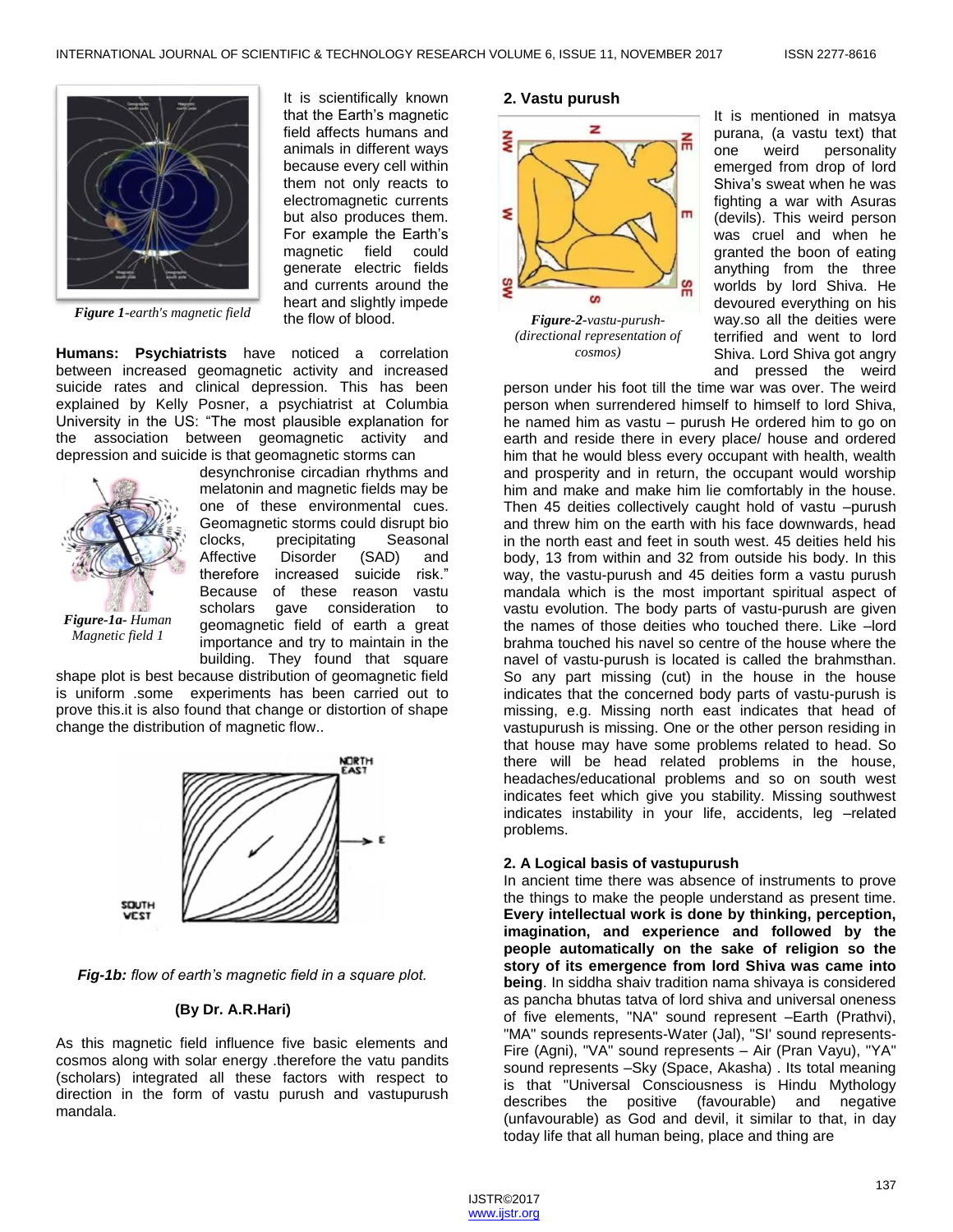It is scientifically known that the Earth's magnetic field affects humans and animals in different ways because every cell within them not only reacts to electromagnetic currents but also produces them. For example the Earth's magnetic field could generate electric fields and currents around the heart and slightly impede the flow of blood.

*Figure 1-earth's magnetic field*

**Humans: Psychiatrists** have noticed a correlation between increased geomagnetic activity and increased suicide rates and clinical depression. This has been explained by Kelly Posner, a psychiatrist at Columbia University in the US: "The most plausible explanation for the association between geomagnetic activity and depression and suicide is that geomagnetic storms can desynchronise circadian rhythms and melatonin and magnetic fields may be one of these environmental cues. Geomagnetic storms could disrupt bio clocks, precipitating Seasonal Affective Disorder (SAD) and therefore increased suicide risk." Because of these reason vastu scholars gave consideration to geomagnetic field of earth a great importance and try to maintain in the building. They found that square shape plot is best because distribution of geomagnetic field is uniform .some experiments has been carried out to prove this.it is also found that change or distortion of shape change the distribution of magnetic flow..

*Figure-1a- Human Magnetic field 1*

***Fig-1b:** flow of earth's magnetic field in a square plot.*

**(By Dr. A.R.Hari)**

As this magnetic field influence five basic elements and cosmos along with solar energy .therefore the vatu pandits (scholars) integrated all these factors with respect to direction in the form of vastu purush and vastupurush mandala.

## 2. Vastu purush

***Figure-2**-vastu-purush-(directional representation of cosmos)*

It is mentioned in matsya purana, (a vastu text) that one weird personality emerged from drop of lord Shiva's sweat when he was fighting a war with Asuras (devils). This weird person was cruel and when he granted the boon of eating anything from the three worlds by lord Shiva. He devoured everything on his way.so all the deities were terrified and went to lord Shiva. Lord Shiva got angry and pressed the weird person under his foot till the time war was over. The weird person when surrendered himself to himself to lord Shiva, he named him as vastu – purush He ordered him to go on earth and reside there in every place/ house and ordered him that he would bless every occupant with health, wealth and prosperity and in return, the occupant would worship him and make him lie comfortably in the house. Then 45 deities collectively caught hold of vastu –purush and threw him on the earth with his face downwards, head in the north east and feet in south west. 45 deities held his body, 13 from within and 32 from outside his body. In this way, the vastu-purush and 45 deities form a vastu purush mandala which is the most important spiritual aspect of vastu evolution. The body parts of vastu-purush are given the names of those deities who touched there. Like –lord brahma touched his navel so centre of the house where the navel of vastu-purush is located is called the brahmsthan. So any part missing (cut) in the house in the house indicates that the concerned body parts of vastu-purush is missing, e.g. Missing north east indicates that head of vastupurush is missing. One or the other person residing in that house may have some problems related to head. So there will be head related problems in the house, headaches/educational problems and so on south west indicates feet which give you stability. Missing southwest indicates instability in your life, accidents, leg –related problems.

## 2. A Logical basis of vastupurush

In ancient time there was absence of instruments to prove the things to make the people understand as present time. **Every intellectual work is done by thinking, perception, imagination, and experience and followed by the people automatically on the sake of religion so the story of its emergence from lord Shiva was came into being**. In siddha shaiv tradition nama shivaya is considered as pancha bhutas tatva of lord shiva and universal oneness of five elements, "NA" sound represent –Earth (Prathvi), "MA" sounds represents-Water (Jal), "SI' sound represents-Fire (Agni), "VA" sound represents – Air (Pran Vayu), "YA" sound represents –Sky (Space, Akasha) . Its total meaning is that "Universal Consciousness is Hindu Mythology describes the positive (favourable) and negative (unfavourable) as God and devil, it similar to that, in day today life that all human being, place and thing are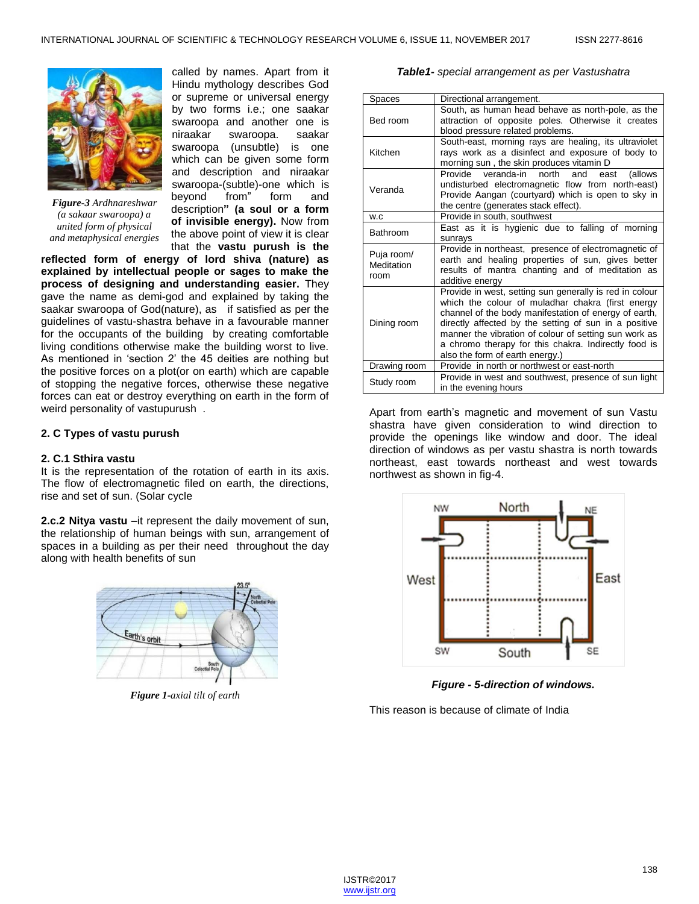called by names. Apart from it Hindu mythology describes God or supreme or universal energy by two forms i.e.; one saakar swaroopa and another one is niraakar swaroopa. saakar swaroopa (unsubtle) is one which can be given some form and description and niraakar swaroopa-(subtle)-one which is beyond from" form and description**" (a soul or a form of invisible energy).** Now from the above point of view it is clear that the **vastu purush is the reflected form of energy of lord shiva (nature) as explained by intellectual people or sages to make the process of designing and understanding easier.** They gave the name as demi-god and explained by taking the saakar swaroopa of God(nature), as if satisfied as per the guidelines of vastu-shastra behave in a favourable manner for the occupants of the building by creating comfortable living conditions otherwise make the building worst to live. As mentioned in 'section 2' the 45 deities are nothing but the positive forces on a plot(or on earth) which are capable of stopping the negative forces, otherwise these negative forces can eat or destroy everything on earth in the form of weird personality of vastupurush .

***Figure-3*** *Ardhnareshwar (a sakaar swaroopa) a united form of physical and metaphysical energies*

### 2. C Types of vastu purush

#### 2. C.1 Sthira vastu

It is the representation of the rotation of earth in its axis. The flow of electromagnetic filed on earth, the directions, rise and set of sun. (Solar cycle

**2.c.2 Nitya vastu** –it represent the daily movement of sun, the relationship of human beings with sun, arrangement of spaces in a building as per their need throughout the day along with health benefits of sun

***Figure 1****-axial tilt of earth*

***Table1-*** *special arrangement as per Vastushatra*

| Spaces | Directional arrangement. |
|---|---|
| Bed room | South, as human head behave as north-pole, as the attraction of opposite poles. Otherwise it creates blood pressure related problems. |
| Kitchen | South-east, morning rays are healing, its ultraviolet rays work as a disinfect and exposure of body to morning sun , the skin produces vitamin D |
| Veranda | Provide veranda-in north and east (allows undisturbed electromagnetic flow from north-east) Provide Aangan (courtyard) which is open to sky in the centre (generates stack effect). |
| w.c | Provide in south, southwest |
| Bathroom | East as it is hygienic due to falling of morning sunrays |
| Puja room/ Meditation room | Provide in northeast, presence of electromagnetic of earth and healing properties of sun, gives better results of mantra chanting and of meditation as additive energy |
| Dining room | Provide in west, setting sun generally is red in colour which the colour of muladhar chakra (first energy channel of the body manifestation of energy of earth, directly affected by the setting of sun in a positive manner the vibration of colour of setting sun work as a chromo therapy for this chakra. Indirectly food is also the form of earth energy.) |
| Drawing room | Provide in north or northwest or east-north |
| Study room | Provide in west and southwest, presence of sun light in the evening hours |

Apart from earth's magnetic and movement of sun Vastu shastra have given consideration to wind direction to provide the openings like window and door. The ideal direction of windows as per vastu shastra is north towards northeast, east towards northeast and west towards northwest as shown in fig-4.

***Figure - 5-direction of windows.***

This reason is because of climate of India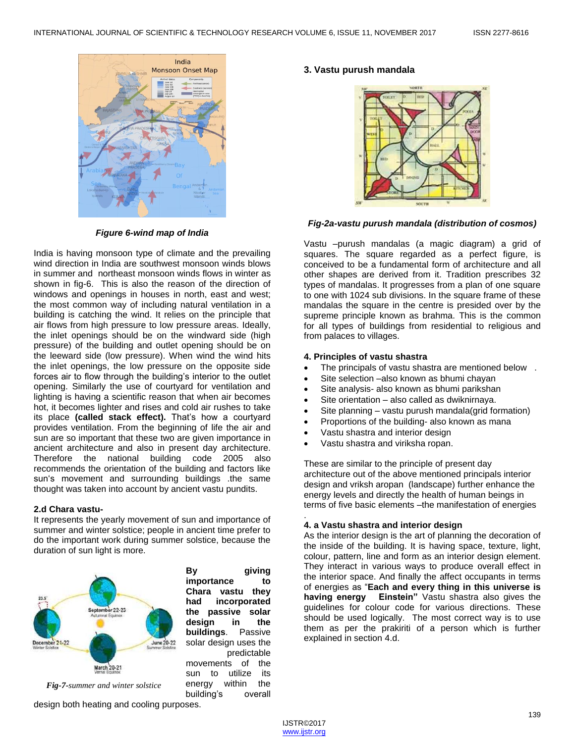*Figure 6-wind map of India*

India is having monsoon type of climate and the prevailing wind direction in India are southwest monsoon winds blows in summer and northeast monsoon winds flows in winter as shown in fig-6. This is also the reason of the direction of windows and openings in houses in north, east and west; the most common way of including natural ventilation in a building is catching the wind. It relies on the principle that air flows from high pressure to low pressure areas. Ideally, the inlet openings should be on the windward side (high pressure) of the building and outlet opening should be on the leeward side (low pressure). When wind the wind hits the inlet openings, the low pressure on the opposite side forces air to flow through the building's interior to the outlet opening. Similarly the use of courtyard for ventilation and lighting is having a scientific reason that when air becomes hot, it becomes lighter and rises and cold air rushes to take its place **(called stack effect).** That's how a courtyard provides ventilation. From the beginning of life the air and sun are so important that these two are given importance in ancient architecture and also in present day architecture. Therefore the national building code 2005 also recommends the orientation of the building and factors like sun's movement and surrounding buildings .the same thought was taken into account by ancient vastu pundits.

### 2.d Chara vastu-

It represents the yearly movement of sun and importance of summer and winter solstice; people in ancient time prefer to do the important work during summer solstice, because the duration of sun light is more.

*Fig-7-summer and winter solstice*

**By giving importance to Chara vastu they had incorporated the passive solar design in the buildings**. Passive solar design uses the predictable movements of the sun to utilize its energy within the building's overall design both heating and cooling purposes.

### 3. Vastu purush mandala

*Fig-2a-vastu purush mandala (distribution of cosmos)*

Vastu –purush mandalas (a magic diagram) a grid of squares. The square regarded as a perfect figure, is conceived to be a fundamental form of architecture and all other shapes are derived from it. Tradition prescribes 32 types of mandalas. It progresses from a plan of one square to one with 1024 sub divisions. In the square frame of these mandalas the square in the centre is presided over by the supreme principle known as brahma. This is the common for all types of buildings from residential to religious and from palaces to villages.

### 4. Principles of vastu shastra

- The principals of vastu shastra are mentioned below .
- Site selection –also known as bhumi chayan
- Site analysis- also known as bhumi parikshan
- Site orientation – also called as dwiknirnaya.
- Site planning – vastu purush mandala(grid formation)
- Proportions of the building- also known as mana
- Vastu shastra and interior design
- Vastu shastra and viriksha ropan.

These are similar to the principle of present day architecture out of the above mentioned principals interior design and vrikshaaropan (landscape) further enhance the energy levels and directly the health of human beings in terms of five basic elements –the manifestation of energies .

### 4. a Vastu shastra and interior design

As the interior design is the art of planning the decoration of the inside of the building. It is having space, texture, light, colour, pattern, line and form as an interior design element. They interact in various ways to produce overall effect in the interior space. And finally the affect occupants in terms of energies as "**Each and every thing in this universe is having energy Einstein"** Vastu shastra also gives the guidelines for colour code for various directions. These should be used logically. The most correct way is to use them as per the prakiriti of a person which is further explained in section 4.d.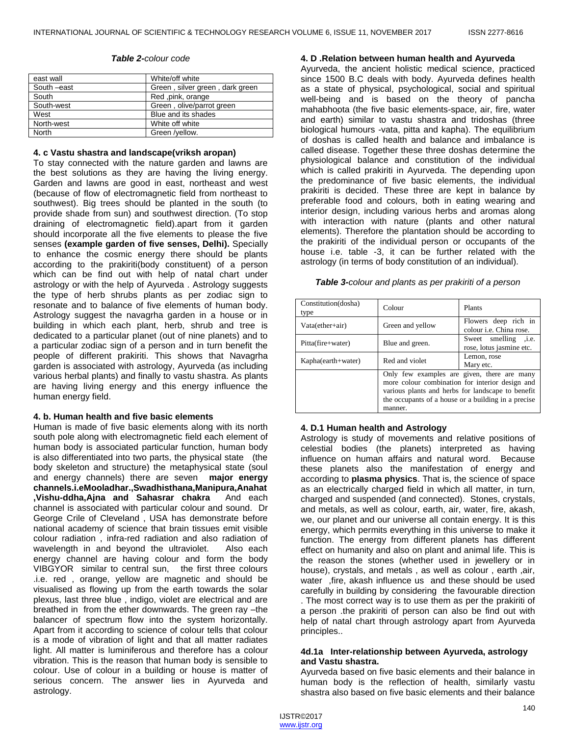*Table 2-colour code*

| | |
|---|---|
| east wall | White/off white |
| South –east | Green , silver green , dark green |
| South | Red ,pink, orange |
| South-west | Green , olive/parrot green |
| West | Blue and its shades |
| North-west | White off white |
| North | Green /yellow. |

**4. c Vastu shastra and landscape(vriksh aropan)**

To stay connected with the nature garden and lawns are the best solutions as they are having the living energy. Garden and lawns are good in east, northeast and west (because of flow of electromagnetic field from northeast to southwest). Big trees should be planted in the south (to provide shade from sun) and southwest direction. (To stop draining of electromagnetic field).apart from it garden should incorporate all the five elements to please the five senses **(example garden of five senses, Delhi).** Specially to enhance the cosmic energy there should be plants according to the prakiriti(body constituent) of a person which can be find out with help of natal chart under astrology or with the help of Ayurveda . Astrology suggests the type of herb shrubs plants as per zodiac sign to resonate and to balance of five elements of human body. Astrology suggest the navagrha garden in a house or in building in which each plant, herb, shrub and tree is dedicated to a particular planet (out of nine planets) and to a particular zodiac sign of a person and in turn benefit the people of different prakiriti. This shows that Navagrha garden is associated with astrology, Ayurveda (as including various herbal plants) and finally to vastu shastra. As plants are having living energy and this energy influence the human energy field.

**4. b. Human health and five basic elements**

Human is made of five basic elements along with its north south pole along with electromagnetic field each element of human body is associated particular function, human body is also differentiated into two parts, the physical state (the body skeleton and structure) the metaphysical state (soul and energy channels) there are seven **major energy channels.i.eMooladhar.,Swadhisthana,Manipura,Anahat ,Vishu-ddha,Ajna and Sahasrar chakra** And each channel is associated with particular colour and sound. Dr George Crile of Cleveland , USA has demonstrate before national academy of science that brain tissues emit visible colour radiation , infra-red radiation and also radiation of wavelength in and beyond the ultraviolet. Also each energy channel are having colour and form the body VIBGYOR similar to central sun, the first three colours .i.e. red , orange, yellow are magnetic and should be visualised as flowing up from the earth towards the solar plexus, last three blue , indigo, violet are electrical and are breathed in from the ether downwards. The green ray –the balancer of spectrum flow into the system horizontally. Apart from it according to science of colour tells that colour is a mode of vibration of light and that all matter radiates light. All matter is luminiferous and therefore has a colour vibration. This is the reason that human body is sensible to colour. Use of colour in a building or house is matter of serious concern. The answer lies in Ayurveda and astrology.

**4. D .Relation between human health and Ayurveda**

Ayurveda, the ancient holistic medical science, practiced since 1500 B.C deals with body. Ayurveda defines health as a state of physical, psychological, social and spiritual well-being and is based on the theory of pancha mahabhoota (the five basic elements-space, air, fire, water and earth) similar to vastu shastra and tridoshas (three biological humours -vata, pitta and kapha). The equilibrium of doshas is called health and balance and imbalance is called disease. Together these three doshas determine the physiological balance and constitution of the individual which is called prakiriti in Ayurveda. The depending upon the predominance of five basic elements, the individual prakiriti is decided. These three are kept in balance by preferable food and colours, both in eating wearing and interior design, including various herbs and aromas along with interaction with nature (plants and other natural elements). Therefore the plantation should be according to the prakiriti of the individual person or occupants of the house i.e. table -3, it can be further related with the astrology (in terms of body constitution of an individual).

***Table 3-**colour and plants as per prakiriti of a person*

| Constitution(dosha) type | Colour | Plants |
|---|---|---|
| Vata(ether+air) | Green and yellow | Flowers deep rich in colour i.e. China rose. |
| Pitta(fire+water) | Blue and green. | Sweet smelling ,i.e. rose, lotus jasmine etc. |
| Kapha(earth+water) | Red and violet | Lemon, rose Mary etc. |
| | Only few examples are given, there are many more colour combination for interior design and various plants and herbs for landscape to benefit the occupants of a house or a building in a precise manner. | |

**4. D.1 Human health and Astrology**

Astrology is study of movements and relative positions of celestial bodies (the planets) interpreted as having influence on human affairs and natural word. Because these planets also the manifestation of energy and according to **plasma physics**. That is, the science of space as an electrically charged field in which all matter, in turn, charged and suspended (and connected). Stones, crystals, and metals, as well as colour, earth, air, water, fire, akash, we, our planet and our universe all contain energy. It is this energy, which permits everything in this universe to make it function. The energy from different planets has different effect on humanity and also on plant and animal life. This is the reason the stones (whether used in jewellery or in house), crystals, and metals , as well as colour , earth ,air, water ,fire, akash influence us and these should be used carefully in building by considering the favourable direction . The most correct way is to use them as per the prakiriti of a person .the prakiriti of person can also be find out with help of natal chart through astrology apart from Ayurveda principles..

**4d.1a Inter-relationship between Ayurveda, astrology and Vastu shastra.**

Ayurveda based on five basic elements and their balance in human body is the reflection of health, similarly vastu shastra also based on five basic elements and their balance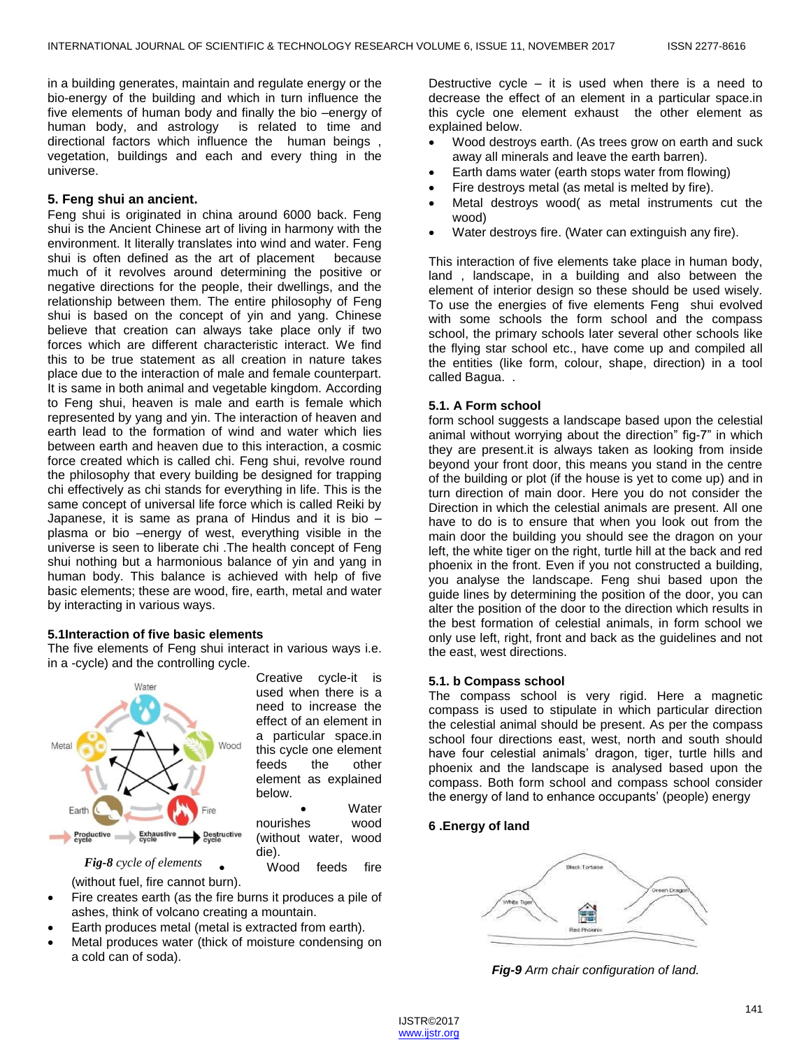in a building generates, maintain and regulate energy or the bio-energy of the building and which in turn influence the five elements of human body and finally the bio –energy of human body, and astrology is related to time and directional factors which influence the human beings , vegetation, buildings and each and every thing in the universe.

## 5. Feng shui an ancient.

Feng shui is originated in china around 6000 back. Feng shui is the Ancient Chinese art of living in harmony with the environment. It literally translates into wind and water. Feng shui is often defined as the art of placement because much of it revolves around determining the positive or negative directions for the people, their dwellings, and the relationship between them. The entire philosophy of Feng shui is based on the concept of yin and yang. Chinese believe that creation can always take place only if two forces which are different characteristic interact. We find this to be true statement as all creation in nature takes place due to the interaction of male and female counterpart. It is same in both animal and vegetable kingdom. According to Feng shui, heaven is male and earth is female which represented by yang and yin. The interaction of heaven and earth lead to the formation of wind and water which lies between earth and heaven due to this interaction, a cosmic force created which is called chi. Feng shui, revolve round the philosophy that every building be designed for trapping chi effectively as chi stands for everything in life. This is the same concept of universal life force which is called Reiki by Japanese, it is same as prana of Hindus and it is bio – plasma or bio –energy of west, everything visible in the universe is seen to liberate chi .The health concept of Feng shui nothing but a harmonious balance of yin and yang in human body. This balance is achieved with help of five basic elements; these are wood, fire, earth, metal and water by interacting in various ways.

### 5.1Interaction of five basic elements

The five elements of Feng shui interact in various ways i.e. in a -cycle) and the controlling cycle.

*Fig-8 cycle of elements*

Creative cycle-it is used when there is a need to increase the effect of an element in a particular space.in this cycle one element feeds the other element as explained below.

- Water nourishes wood (without water, wood die).
- Wood feeds fire (without fuel, fire cannot burn).
- Fire creates earth (as the fire burns it produces a pile of ashes, think of volcano creating a mountain.
- Earth produces metal (metal is extracted from earth).
- Metal produces water (thick of moisture condensing on a cold can of soda).

Destructive cycle – it is used when there is a need to decrease the effect of an element in a particular space.in this cycle one element exhaust the other element as explained below.

- Wood destroys earth. (As trees grow on earth and suck away all minerals and leave the earth barren).
- Earth dams water (earth stops water from flowing)
- Fire destroys metal (as metal is melted by fire).
- Metal destroys wood( as metal instruments cut the wood)
- Water destroys fire. (Water can extinguish any fire).

This interaction of five elements take place in human body, land , landscape, in a building and also between the element of interior design so these should be used wisely. To use the energies of five elements Feng shui evolved with some schools the form school and the compass school, the primary schools later several other schools like the flying star school etc., have come up and compiled all the entities (like form, colour, shape, direction) in a tool called Bagua. .

### 5.1. A Form school

form school suggests a landscape based upon the celestial animal without worrying about the direction" fig-7" in which they are present.it is always taken as looking from inside beyond your front door, this means you stand in the centre of the building or plot (if the house is yet to come up) and in turn direction of main door. Here you do not consider the Direction in which the celestial animals are present. All one have to do is to ensure that when you look out from the main door the building you should see the dragon on your left, the white tiger on the right, turtle hill at the back and red phoenix in the front. Even if you not constructed a building, you analyse the landscape. Feng shui based upon the guide lines by determining the position of the door, you can alter the position of the door to the direction which results in the best formation of celestial animals, in form school we only use left, right, front and back as the guidelines and not the east, west directions.

### 5.1. b Compass school

The compass school is very rigid. Here a magnetic compass is used to stipulate in which particular direction the celestial animal should be present. As per the compass school four directions east, west, north and south should have four celestial animals' dragon, tiger, turtle hills and phoenix and the landscape is analysed based upon the compass. Both form school and compass school consider the energy of land to enhance occupants' (people) energy

## 6 .Energy of land

*Fig-9 Arm chair configuration of land.*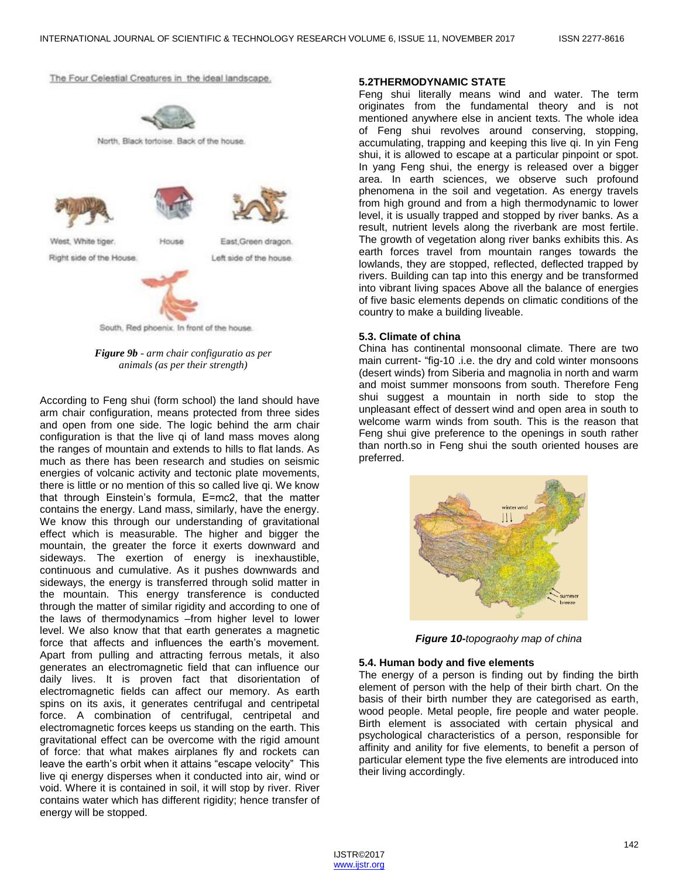The Four Celestial Creatures in the ideal landscape.

North, Black tortoise. Back of the house.

West, White tiger. Right side of the House.

House

East,Green dragon. Left side of the house.

South, Red phoenix. In front of the house.

***Figure 9b** - arm chair configuratio as per animals (as per their strength)*

According to Feng shui (form school) the land should have arm chair configuration, means protected from three sides and open from one side. The logic behind the arm chair configuration is that the live qi of land mass moves along the ranges of mountain and extends to hills to flat lands. As much as there has been research and studies on seismic energies of volcanic activity and tectonic plate movements, there is little or no mention of this so called live qi. We know that through Einstein's formula, E=mc2, that the matter contains the energy. Land mass, similarly, have the energy. We know this through our understanding of gravitational effect which is measurable. The higher and bigger the mountain, the greater the force it exerts downward and sideways. The exertion of energy is inexhaustible, continuous and cumulative. As it pushes downwards and sideways, the energy is transferred through solid matter in the mountain. This energy transference is conducted through the matter of similar rigidity and according to one of the laws of thermodynamics –from higher level to lower level. We also know that that earth generates a magnetic force that affects and influences the earth's movement. Apart from pulling and attracting ferrous metals, it also generates an electromagnetic field that can influence our daily lives. It is proven fact that disorientation of electromagnetic fields can affect our memory. As earth spins on its axis, it generates centrifugal and centripetal force. A combination of centrifugal, centripetal and electromagnetic forces keeps us standing on the earth. This gravitational effect can be overcome with the rigid amount of force: that what makes airplanes fly and rockets can leave the earth's orbit when it attains "escape velocity" This live qi energy disperses when it conducted into air, wind or void. Where it is contained in soil, it will stop by river. River contains water which has different rigidity; hence transfer of energy will be stopped.

### 5.2THERMODYNAMIC STATE

Feng shui literally means wind and water. The term originates from the fundamental theory and is not mentioned anywhere else in ancient texts. The whole idea of Feng shui revolves around conserving, stopping, accumulating, trapping and keeping this live qi. In yin Feng shui, it is allowed to escape at a particular pinpoint or spot. In yang Feng shui, the energy is released over a bigger area. In earth sciences, we observe such profound phenomena in the soil and vegetation. As energy travels from high ground and from a high thermodynamic to lower level, it is usually trapped and stopped by river banks. As a result, nutrient levels along the riverbank are most fertile. The growth of vegetation along river banks exhibits this. As earth forces travel from mountain ranges towards the lowlands, they are stopped, reflected, deflected trapped by rivers. Building can tap into this energy and be transformed into vibrant living spaces Above all the balance of energies of five basic elements depends on climatic conditions of the country to make a building liveable.

### 5.3. Climate of china

China has continental monsoonal climate. There are two main current- "fig-10 .i.e. the dry and cold winter monsoons (desert winds) from Siberia and magnolia in north and warm and moist summer monsoons from south. Therefore Feng shui suggest a mountain in north side to stop the unpleasant effect of dessert wind and open area in south to welcome warm winds from south. This is the reason that Feng shui give preference to the openings in south rather than north.so in Feng shui the south oriented houses are preferred.

winter wind

summer breeze

***Figure 10**-topograohy map of china*

### 5.4. Human body and five elements

The energy of a person is finding out by finding the birth element of person with the help of their birth chart. On the basis of their birth number they are categorised as earth, wood people. Metal people, fire people and water people. Birth element is associated with certain physical and psychological characteristics of a person, responsible for affinity and anility for five elements, to benefit a person of particular element type the five elements are introduced into their living accordingly.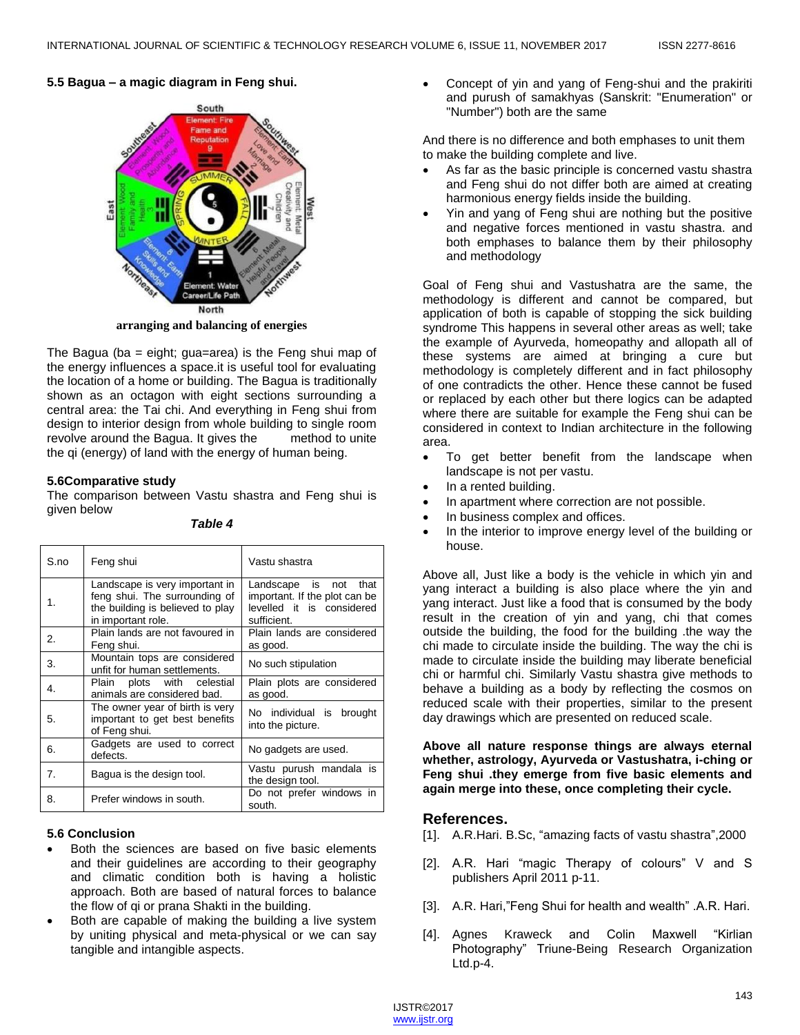**5.5 Bagua – a magic diagram in Feng shui.**

**arranging and balancing of energies**

The Bagua (ba = eight; gua=area) is the Feng shui map of the energy influences a space.it is useful tool for evaluating the location of a home or building. The Bagua is traditionally shown as an octagon with eight sections surrounding a central area: the Tai chi. And everything in Feng shui from design to interior design from whole building to single room revolve around the Bagua. It gives the method to unite the qi (energy) of land with the energy of human being.

**5.6Comparative study**

The comparison between Vastu shastra and Feng shui is given below

***Table 4***

| S.no | Feng shui | Vastu shastra |
|---|---|---|
| 1. | Landscape is very important in feng shui. The surrounding of the building is believed to play in important role. | Landscape is not that important. If the plot can be levelled it is considered sufficient. |
| 2. | Plain lands are not favoured in Feng shui. | Plain lands are considered as good. |
| 3. | Mountain tops are considered unfit for human settlements. | No such stipulation |
| 4. | Plain plots with celestial animals are considered bad. | Plain plots are considered as good. |
| 5. | The owner year of birth is very important to get best benefits of Feng shui. | No individual is brought into the picture. |
| 6. | Gadgets are used to correct defects. | No gadgets are used. |
| 7. | Bagua is the design tool. | Vastu purush mandala is the design tool. |
| 8. | Prefer windows in south. | Do not prefer windows in south. |

**5.6 Conclusion**

- Both the sciences are based on five basic elements and their guidelines are according to their geography and climatic condition both is having a holistic approach. Both are based of natural forces to balance the flow of qi or prana Shakti in the building.
- Both are capable of making the building a live system by uniting physical and meta-physical or we can say tangible and intangible aspects.
- Concept of yin and yang of Feng-shui and the prakiriti and purush of samakhyas (Sanskrit: "Enumeration" or "Number") both are the same

And there is no difference and both emphases to unit them to make the building complete and live.

- As far as the basic principle is concerned vastu shastra and Feng shui do not differ both are aimed at creating harmonious energy fields inside the building.
- Yin and yang of Feng shui are nothing but the positive and negative forces mentioned in vastu shastra. and both emphases to balance them by their philosophy and methodology

Goal of Feng shui and Vastushatra are the same, the methodology is different and cannot be compared, but application of both is capable of stopping the sick building syndrome This happens in several other areas as well; take the example of Ayurveda, homeopathy and allopath all of these systems are aimed at bringing a cure but methodology is completely different and in fact philosophy of one contradicts the other. Hence these cannot be fused or replaced by each other but there logics can be adapted where there are suitable for example the Feng shui can be considered in context to Indian architecture in the following area.

- To get better benefit from the landscape when landscape is not per vastu.
- In a rented building.
- In apartment where correction are not possible.
- In business complex and offices.
- In the interior to improve energy level of the building or house.

Above all, Just like a body is the vehicle in which yin and yang interact a building is also place where the yin and yang interact. Just like a food that is consumed by the body result in the creation of yin and yang, chi that comes outside the building, the food for the building .the way the chi made to circulate inside the building. The way the chi is made to circulate inside the building may liberate beneficial chi or harmful chi. Similarly Vastu shastra give methods to behave a building as a body by reflecting the cosmos on reduced scale with their properties, similar to the present day drawings which are presented on reduced scale.

**Above all nature response things are always eternal whether, astrology, Ayurveda or Vastushatra, i-ching or Feng shui .they emerge from five basic elements and again merge into these, once completing their cycle.**

## References.

[1]. A.R.Hari. B.Sc, "amazing facts of vastu shastra",2000

[2]. A.R. Hari "magic Therapy of colours" V and S publishers April 2011 p-11.

[3]. A.R. Hari,"Feng Shui for health and wealth" .A.R. Hari.

[4]. Agnes Kraweck and Colin Maxwell "Kirlian Photography" Triune-Being Research Organization Ltd.p-4.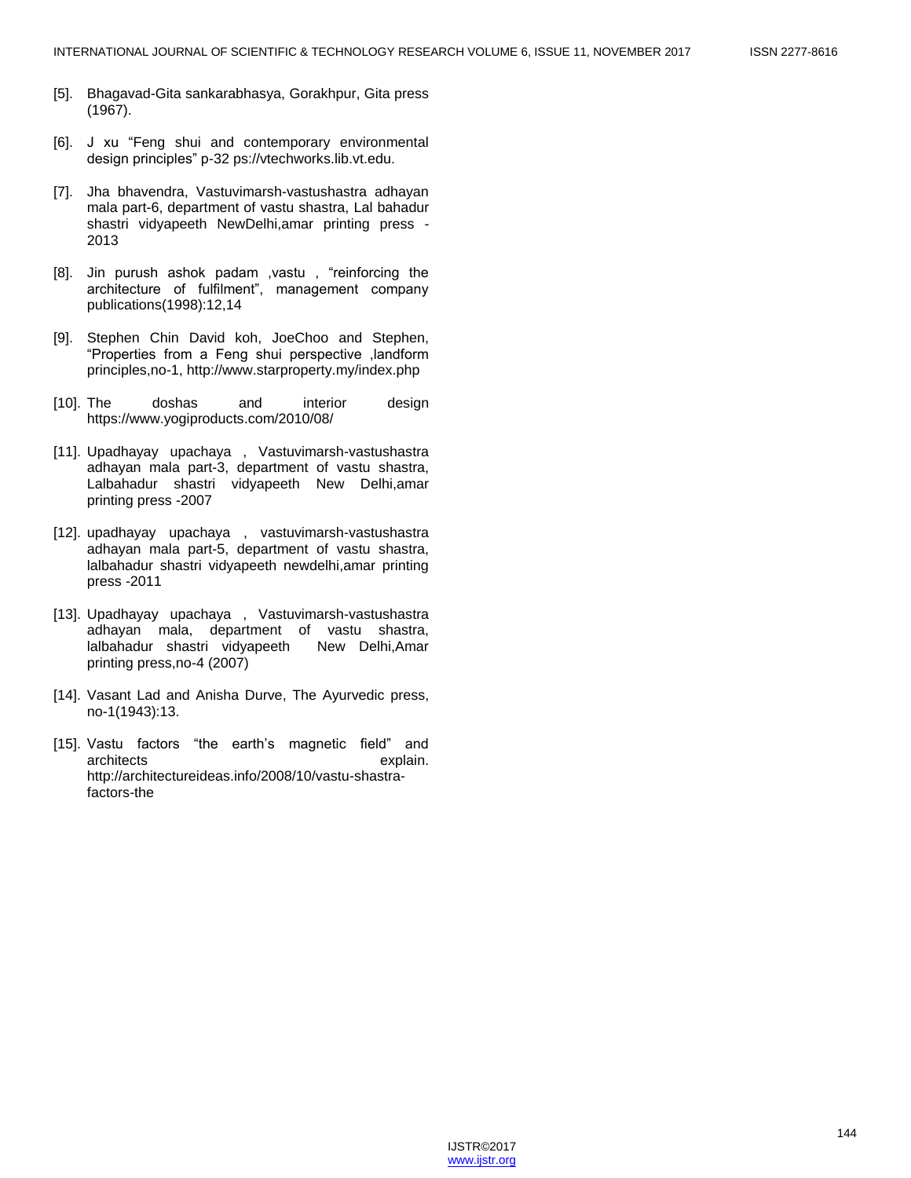[5]. Bhagavad-Gita sankarabhasya, Gorakhpur, Gita press (1967).

[6]. J xu "Feng shui and contemporary environmental design principles" p-32 ps://vtechworks.lib.vt.edu.

[7]. Jha bhavendra, Vastuvimarsh-vastushastra adhayan mala part-6, department of vastu shastra, Lal bahadur shastri vidyapeeth NewDelhi,amar printing press -2013

[8]. Jin purush ashok padam ,vastu , "reinforcing the architecture of fulfilment", management company publications(1998):12,14

[9]. Stephen Chin David koh, JoeChoo and Stephen, "Properties from a Feng shui perspective ,landform principles,no-1, http://www.starproperty.my/index.php

[10]. The doshas and interior design https://www.yogiproducts.com/2010/08/

[11]. Upadhayay upachaya , Vastuvimarsh-vastushastra adhayan mala part-3, department of vastu shastra, Lalbahadur shastri vidyapeeth New Delhi,amar printing press -2007

[12]. upadhayay upachaya , vastuvimarsh-vastushastra adhayan mala part-5, department of vastu shastra, lalbahadur shastri vidyapeeth newdelhi,amar printing press -2011

[13]. Upadhayay upachaya , Vastuvimarsh-vastushastra adhayan mala, department of vastu shastra, lalbahadur shastri vidyapeeth New Delhi,Amar printing press,no-4 (2007)

[14]. Vasant Lad and Anisha Durve, The Ayurvedic press, no-1(1943):13.

[15]. Vastu factors "the earth's magnetic field" and architects explain. http://architectureideas.info/2008/10/vastu-shastra-factors-the